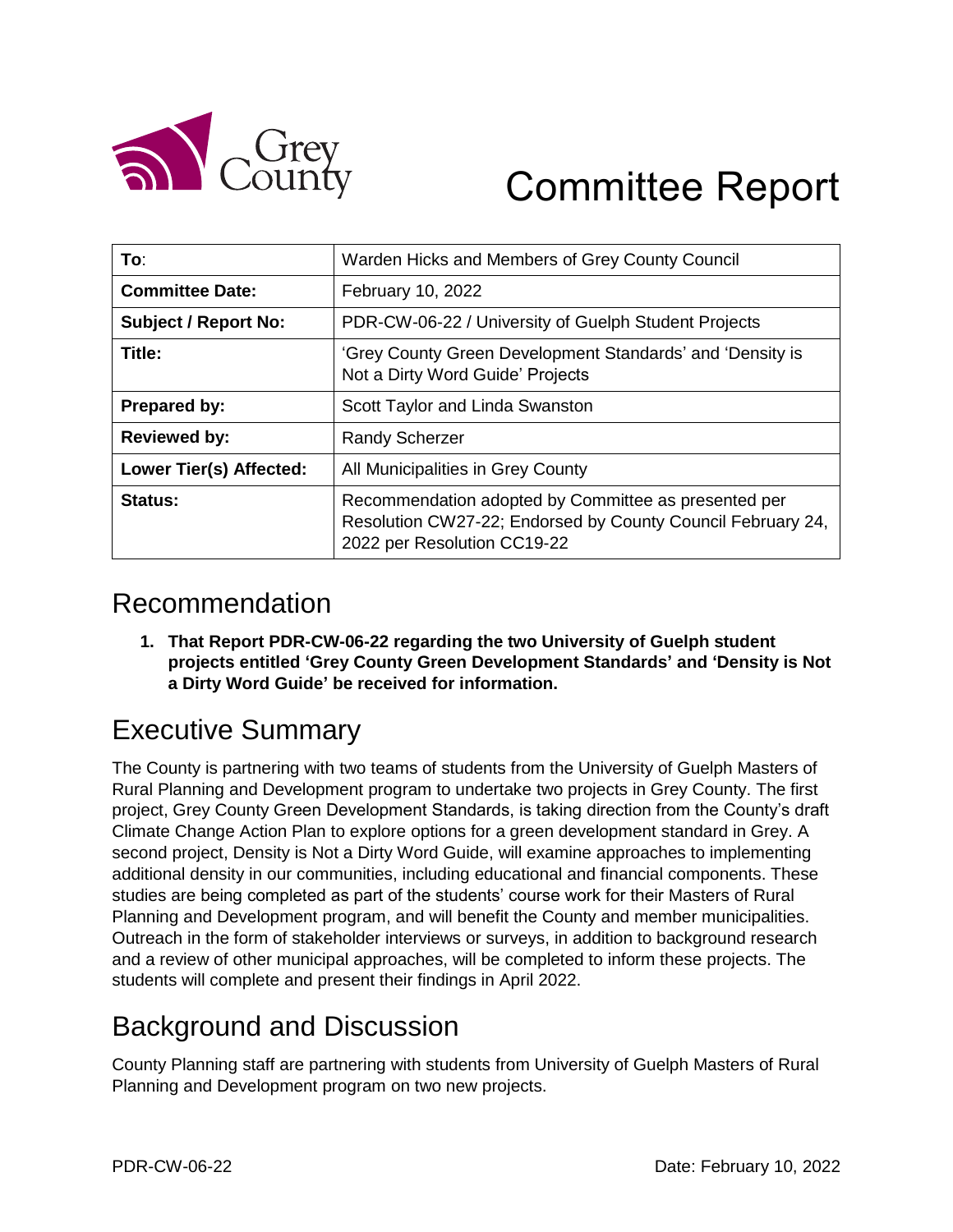Grey County

# Committee Report

| | |
|---|---|
| **To**: | Warden Hicks and Members of Grey County Council |
| **Committee Date:** | February 10, 2022 |
| **Subject / Report No:** | PDR-CW-06-22 / University of Guelph Student Projects |
| **Title:** | 'Grey County Green Development Standards' and 'Density is Not a Dirty Word Guide' Projects |
| **Prepared by:** | Scott Taylor and Linda Swanston |
| **Reviewed by:** | Randy Scherzer |
| **Lower Tier(s) Affected:** | All Municipalities in Grey County |
| **Status:** | Recommendation adopted by Committee as presented per Resolution CW27-22; Endorsed by County Council February 24, 2022 per Resolution CC19-22 |

## Recommendation

1. **That Report PDR-CW-06-22 regarding the two University of Guelph student projects entitled 'Grey County Green Development Standards' and 'Density is Not a Dirty Word Guide' be received for information.**

## Executive Summary

The County is partnering with two teams of students from the University of Guelph Masters of Rural Planning and Development program to undertake two projects in Grey County. The first project, Grey County Green Development Standards, is taking direction from the County's draft Climate Change Action Plan to explore options for a green development standard in Grey. A second project, Density is Not a Dirty Word Guide, will examine approaches to implementing additional density in our communities, including educational and financial components. These studies are being completed as part of the students' course work for their Masters of Rural Planning and Development program, and will benefit the County and member municipalities. Outreach in the form of stakeholder interviews or surveys, in addition to background research and a review of other municipal approaches, will be completed to inform these projects. The students will complete and present their findings in April 2022.

## Background and Discussion

County Planning staff are partnering with students from University of Guelph Masters of Rural Planning and Development program on two new projects.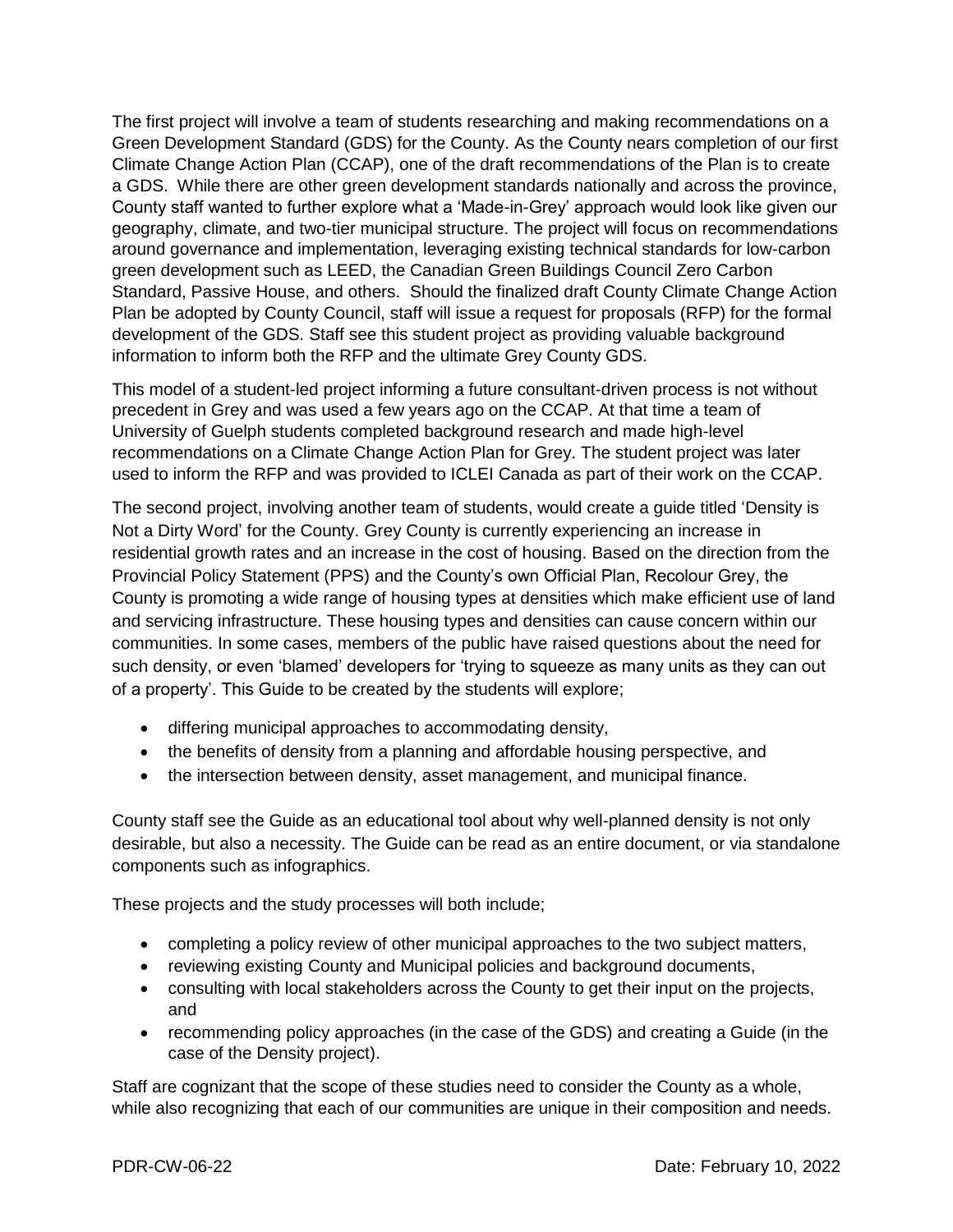The first project will involve a team of students researching and making recommendations on a Green Development Standard (GDS) for the County. As the County nears completion of our first Climate Change Action Plan (CCAP), one of the draft recommendations of the Plan is to create a GDS. While there are other green development standards nationally and across the province, County staff wanted to further explore what a 'Made-in-Grey' approach would look like given our geography, climate, and two-tier municipal structure. The project will focus on recommendations around governance and implementation, leveraging existing technical standards for low-carbon green development such as LEED, the Canadian Green Buildings Council Zero Carbon Standard, Passive House, and others. Should the finalized draft County Climate Change Action Plan be adopted by County Council, staff will issue a request for proposals (RFP) for the formal development of the GDS. Staff see this student project as providing valuable background information to inform both the RFP and the ultimate Grey County GDS.

This model of a student-led project informing a future consultant-driven process is not without precedent in Grey and was used a few years ago on the CCAP. At that time a team of University of Guelph students completed background research and made high-level recommendations on a Climate Change Action Plan for Grey. The student project was later used to inform the RFP and was provided to ICLEI Canada as part of their work on the CCAP.

The second project, involving another team of students, would create a guide titled 'Density is Not a Dirty Word' for the County. Grey County is currently experiencing an increase in residential growth rates and an increase in the cost of housing. Based on the direction from the Provincial Policy Statement (PPS) and the County's own Official Plan, Recolour Grey, the County is promoting a wide range of housing types at densities which make efficient use of land and servicing infrastructure. These housing types and densities can cause concern within our communities. In some cases, members of the public have raised questions about the need for such density, or even 'blamed' developers for 'trying to squeeze as many units as they can out of a property'. This Guide to be created by the students will explore;

- differing municipal approaches to accommodating density,
- the benefits of density from a planning and affordable housing perspective, and
- the intersection between density, asset management, and municipal finance.

County staff see the Guide as an educational tool about why well-planned density is not only desirable, but also a necessity. The Guide can be read as an entire document, or via standalone components such as infographics.

These projects and the study processes will both include;

- completing a policy review of other municipal approaches to the two subject matters,
- reviewing existing County and Municipal policies and background documents,
- consulting with local stakeholders across the County to get their input on the projects, and
- recommending policy approaches (in the case of the GDS) and creating a Guide (in the case of the Density project).

Staff are cognizant that the scope of these studies need to consider the County as a whole, while also recognizing that each of our communities are unique in their composition and needs.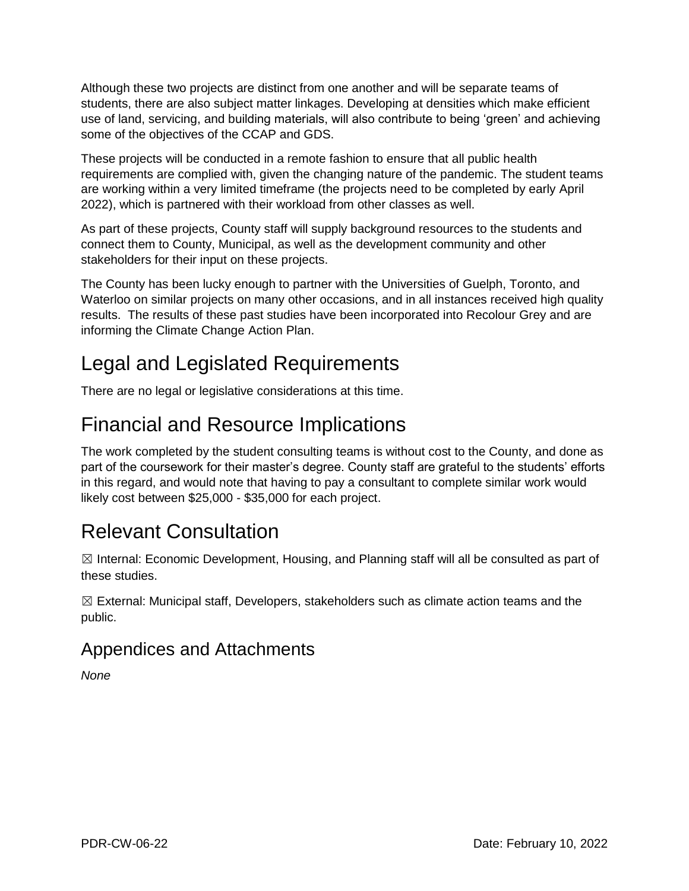Although these two projects are distinct from one another and will be separate teams of students, there are also subject matter linkages. Developing at densities which make efficient use of land, servicing, and building materials, will also contribute to being 'green' and achieving some of the objectives of the CCAP and GDS.

These projects will be conducted in a remote fashion to ensure that all public health requirements are complied with, given the changing nature of the pandemic. The student teams are working within a very limited timeframe (the projects need to be completed by early April 2022), which is partnered with their workload from other classes as well.

As part of these projects, County staff will supply background resources to the students and connect them to County, Municipal, as well as the development community and other stakeholders for their input on these projects.

The County has been lucky enough to partner with the Universities of Guelph, Toronto, and Waterloo on similar projects on many other occasions, and in all instances received high quality results. The results of these past studies have been incorporated into Recolour Grey and are informing the Climate Change Action Plan.

# Legal and Legislated Requirements

There are no legal or legislative considerations at this time.

# Financial and Resource Implications

The work completed by the student consulting teams is without cost to the County, and done as part of the coursework for their master's degree. County staff are grateful to the students' efforts in this regard, and would note that having to pay a consultant to complete similar work would likely cost between $25,000 - $35,000 for each project.

# Relevant Consultation

☒ Internal: Economic Development, Housing, and Planning staff will all be consulted as part of these studies.

☒ External: Municipal staff, Developers, stakeholders such as climate action teams and the public.

## Appendices and Attachments

*None*